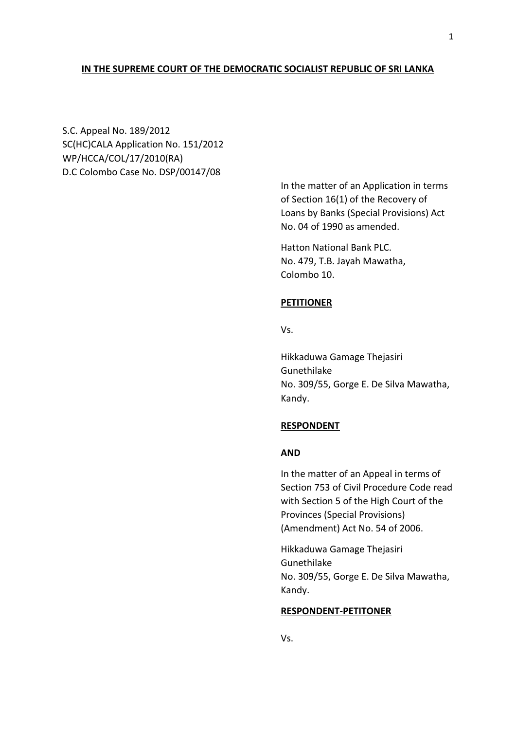**IN THE SUPREME COURT OF THE DEMOCRATIC SOCIALIST REPUBLIC OF SRI LANKA**

S.C. Appeal No. 189/2012
SC(HC)CALA Application No. 151/2012
WP/HCCA/COL/17/2010(RA)
D.C Colombo Case No. DSP/00147/08

In the matter of an Application in terms of Section 16(1) of the Recovery of Loans by Banks (Special Provisions) Act No. 04 of 1990 as amended.

Hatton National Bank PLC.
No. 479, T.B. Jayah Mawatha,
Colombo 10.

**PETITIONER**

Vs.

Hikkaduwa Gamage Thejasiri Gunethilake
No. 309/55, Gorge E. De Silva Mawatha,
Kandy.

**RESPONDENT**

**AND**

In the matter of an Appeal in terms of Section 753 of Civil Procedure Code read with Section 5 of the High Court of the Provinces (Special Provisions) (Amendment) Act No. 54 of 2006.

Hikkaduwa Gamage Thejasiri Gunethilake
No. 309/55, Gorge E. De Silva Mawatha,
Kandy.

**RESPONDENT-PETITONER**

Vs.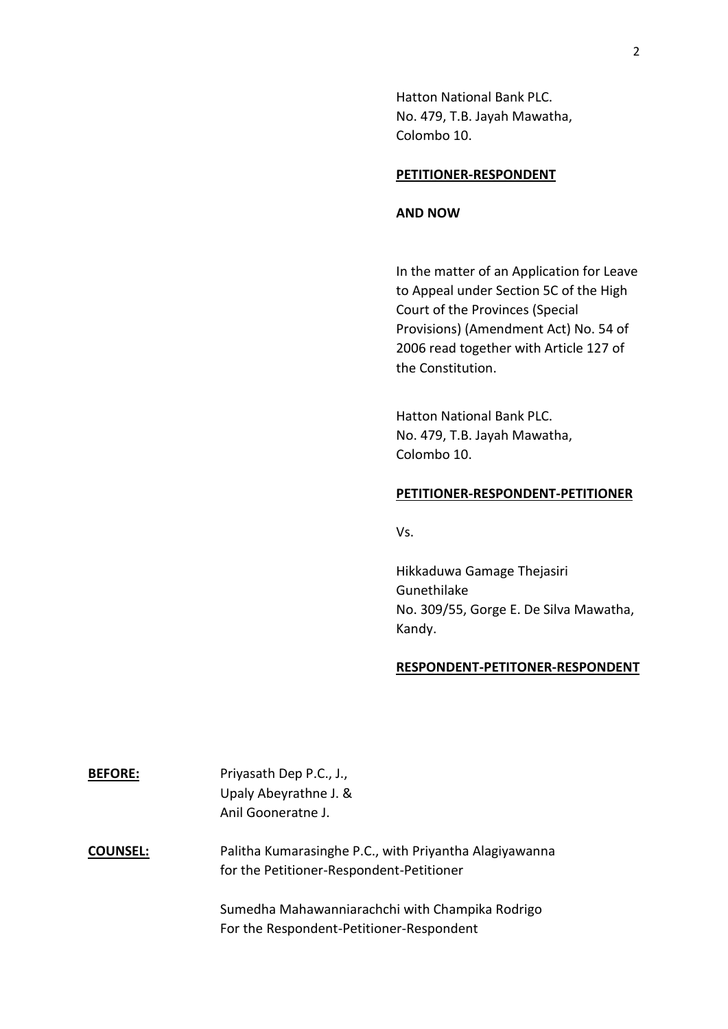Hatton National Bank PLC.
No. 479, T.B. Jayah Mawatha,
Colombo 10.

**PETITIONER-RESPONDENT**

**AND NOW**

In the matter of an Application for Leave to Appeal under Section 5C of the High Court of the Provinces (Special Provisions) (Amendment Act) No. 54 of 2006 read together with Article 127 of the Constitution.

Hatton National Bank PLC.
No. 479, T.B. Jayah Mawatha,
Colombo 10.

**PETITIONER-RESPONDENT-PETITIONER**

Vs.

Hikkaduwa Gamage Thejasiri Gunethilake
No. 309/55, Gorge E. De Silva Mawatha,
Kandy.

**RESPONDENT-PETITONER-RESPONDENT**

**BEFORE:** Priyasath Dep P.C., J.,
Upaly Abeyrathne J. &
Anil Gooneratne J.

**COUNSEL:** Palitha Kumarasinghe P.C., with Priyantha Alagiyawanna for the Petitioner-Respondent-Petitioner

Sumedha Mahawanniarachchi with Champika Rodrigo For the Respondent-Petitioner-Respondent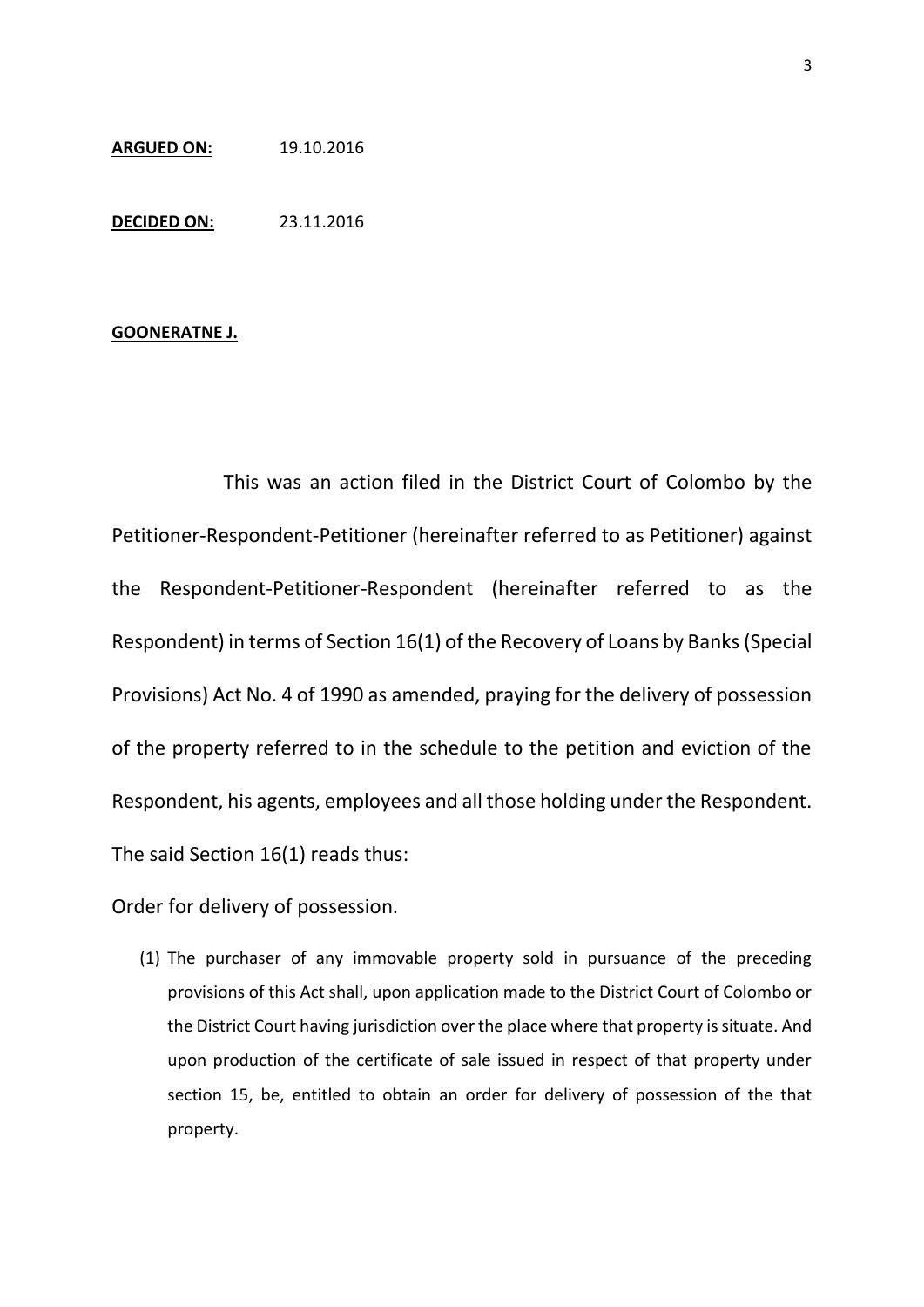**ARGUED ON:** 19.10.2016

**DECIDED ON:** 23.11.2016

**GOONERATNE J.**

This was an action filed in the District Court of Colombo by the Petitioner-Respondent-Petitioner (hereinafter referred to as Petitioner) against the Respondent-Petitioner-Respondent (hereinafter referred to as the Respondent) in terms of Section 16(1) of the Recovery of Loans by Banks (Special Provisions) Act No. 4 of 1990 as amended, praying for the delivery of possession of the property referred to in the schedule to the petition and eviction of the Respondent, his agents, employees and all those holding under the Respondent. The said Section 16(1) reads thus:

Order for delivery of possession.

(1) The purchaser of any immovable property sold in pursuance of the preceding provisions of this Act shall, upon application made to the District Court of Colombo or the District Court having jurisdiction over the place where that property is situate. And upon production of the certificate of sale issued in respect of that property under section 15, be, entitled to obtain an order for delivery of possession of the that property.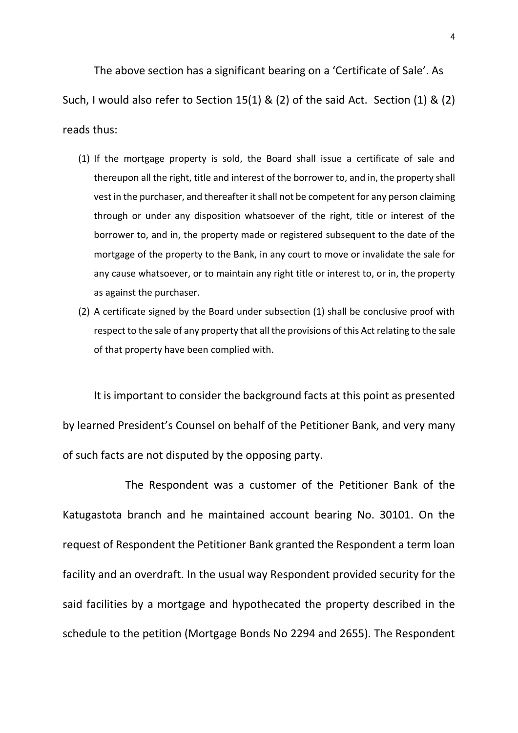The above section has a significant bearing on a 'Certificate of Sale'. As Such, I would also refer to Section 15(1) & (2) of the said Act. Section (1) & (2) reads thus:

(1) If the mortgage property is sold, the Board shall issue a certificate of sale and thereupon all the right, title and interest of the borrower to, and in, the property shall vest in the purchaser, and thereafter it shall not be competent for any person claiming through or under any disposition whatsoever of the right, title or interest of the borrower to, and in, the property made or registered subsequent to the date of the mortgage of the property to the Bank, in any court to move or invalidate the sale for any cause whatsoever, or to maintain any right title or interest to, or in, the property as against the purchaser.

(2) A certificate signed by the Board under subsection (1) shall be conclusive proof with respect to the sale of any property that all the provisions of this Act relating to the sale of that property have been complied with.

It is important to consider the background facts at this point as presented by learned President's Counsel on behalf of the Petitioner Bank, and very many of such facts are not disputed by the opposing party.

The Respondent was a customer of the Petitioner Bank of the Katugastota branch and he maintained account bearing No. 30101. On the request of Respondent the Petitioner Bank granted the Respondent a term loan facility and an overdraft. In the usual way Respondent provided security for the said facilities by a mortgage and hypothecated the property described in the schedule to the petition (Mortgage Bonds No 2294 and 2655). The Respondent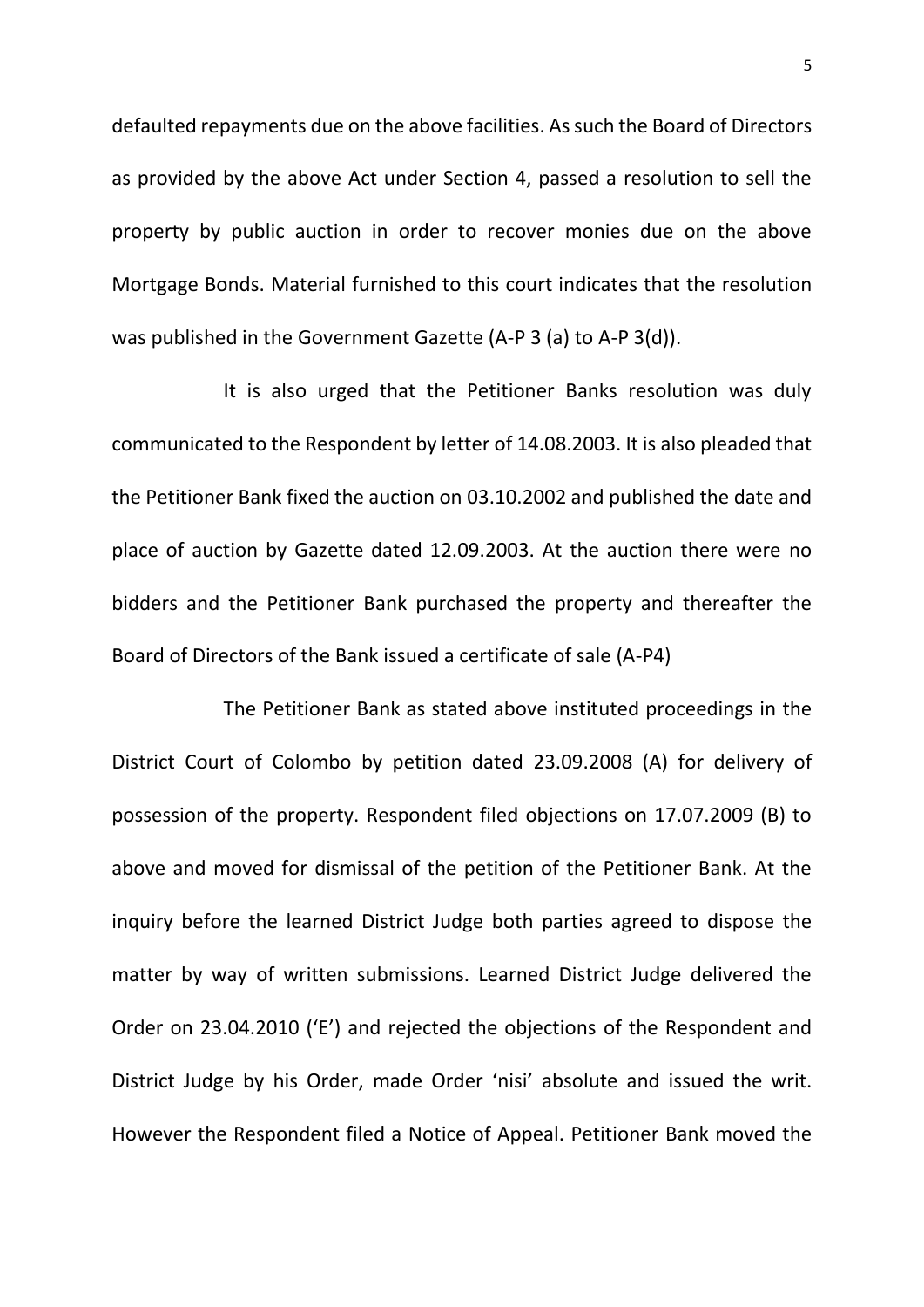defaulted repayments due on the above facilities. As such the Board of Directors as provided by the above Act under Section 4, passed a resolution to sell the property by public auction in order to recover monies due on the above Mortgage Bonds. Material furnished to this court indicates that the resolution was published in the Government Gazette (A-P 3 (a) to A-P 3(d)).

It is also urged that the Petitioner Banks resolution was duly communicated to the Respondent by letter of 14.08.2003. It is also pleaded that the Petitioner Bank fixed the auction on 03.10.2002 and published the date and place of auction by Gazette dated 12.09.2003. At the auction there were no bidders and the Petitioner Bank purchased the property and thereafter the Board of Directors of the Bank issued a certificate of sale (A-P4)

The Petitioner Bank as stated above instituted proceedings in the District Court of Colombo by petition dated 23.09.2008 (A) for delivery of possession of the property. Respondent filed objections on 17.07.2009 (B) to above and moved for dismissal of the petition of the Petitioner Bank. At the inquiry before the learned District Judge both parties agreed to dispose the matter by way of written submissions. Learned District Judge delivered the Order on 23.04.2010 ('E') and rejected the objections of the Respondent and District Judge by his Order, made Order 'nisi' absolute and issued the writ. However the Respondent filed a Notice of Appeal. Petitioner Bank moved the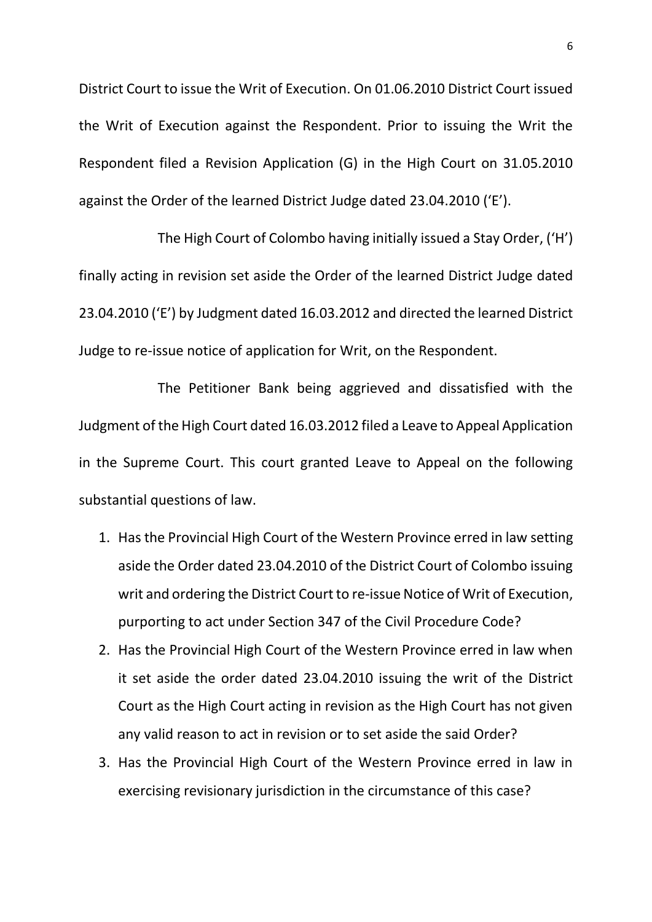District Court to issue the Writ of Execution. On 01.06.2010 District Court issued the Writ of Execution against the Respondent. Prior to issuing the Writ the Respondent filed a Revision Application (G) in the High Court on 31.05.2010 against the Order of the learned District Judge dated 23.04.2010 ('E').

The High Court of Colombo having initially issued a Stay Order, ('H') finally acting in revision set aside the Order of the learned District Judge dated 23.04.2010 ('E') by Judgment dated 16.03.2012 and directed the learned District Judge to re-issue notice of application for Writ, on the Respondent.

The Petitioner Bank being aggrieved and dissatisfied with the Judgment of the High Court dated 16.03.2012 filed a Leave to Appeal Application in the Supreme Court. This court granted Leave to Appeal on the following substantial questions of law.

1. Has the Provincial High Court of the Western Province erred in law setting aside the Order dated 23.04.2010 of the District Court of Colombo issuing writ and ordering the District Court to re-issue Notice of Writ of Execution, purporting to act under Section 347 of the Civil Procedure Code?
2. Has the Provincial High Court of the Western Province erred in law when it set aside the order dated 23.04.2010 issuing the writ of the District Court as the High Court acting in revision as the High Court has not given any valid reason to act in revision or to set aside the said Order?
3. Has the Provincial High Court of the Western Province erred in law in exercising revisionary jurisdiction in the circumstance of this case?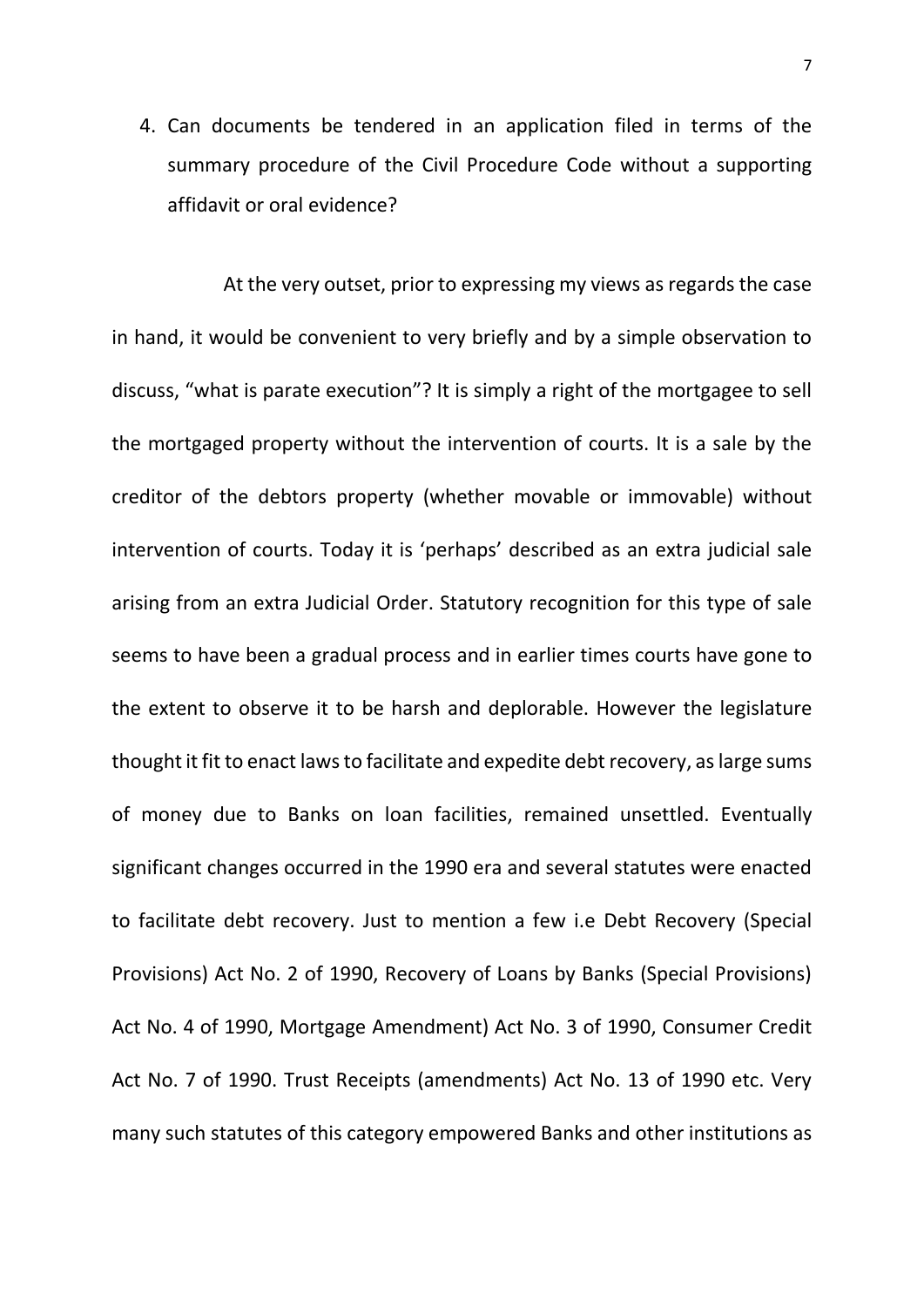4. Can documents be tendered in an application filed in terms of the summary procedure of the Civil Procedure Code without a supporting affidavit or oral evidence?

At the very outset, prior to expressing my views as regards the case in hand, it would be convenient to very briefly and by a simple observation to discuss, "what is parate execution"? It is simply a right of the mortgagee to sell the mortgaged property without the intervention of courts. It is a sale by the creditor of the debtors property (whether movable or immovable) without intervention of courts. Today it is 'perhaps' described as an extra judicial sale arising from an extra Judicial Order. Statutory recognition for this type of sale seems to have been a gradual process and in earlier times courts have gone to the extent to observe it to be harsh and deplorable. However the legislature thought it fit to enact laws to facilitate and expedite debt recovery, as large sums of money due to Banks on loan facilities, remained unsettled. Eventually significant changes occurred in the 1990 era and several statutes were enacted to facilitate debt recovery. Just to mention a few i.e Debt Recovery (Special Provisions) Act No. 2 of 1990, Recovery of Loans by Banks (Special Provisions) Act No. 4 of 1990, Mortgage Amendment) Act No. 3 of 1990, Consumer Credit Act No. 7 of 1990. Trust Receipts (amendments) Act No. 13 of 1990 etc. Very many such statutes of this category empowered Banks and other institutions as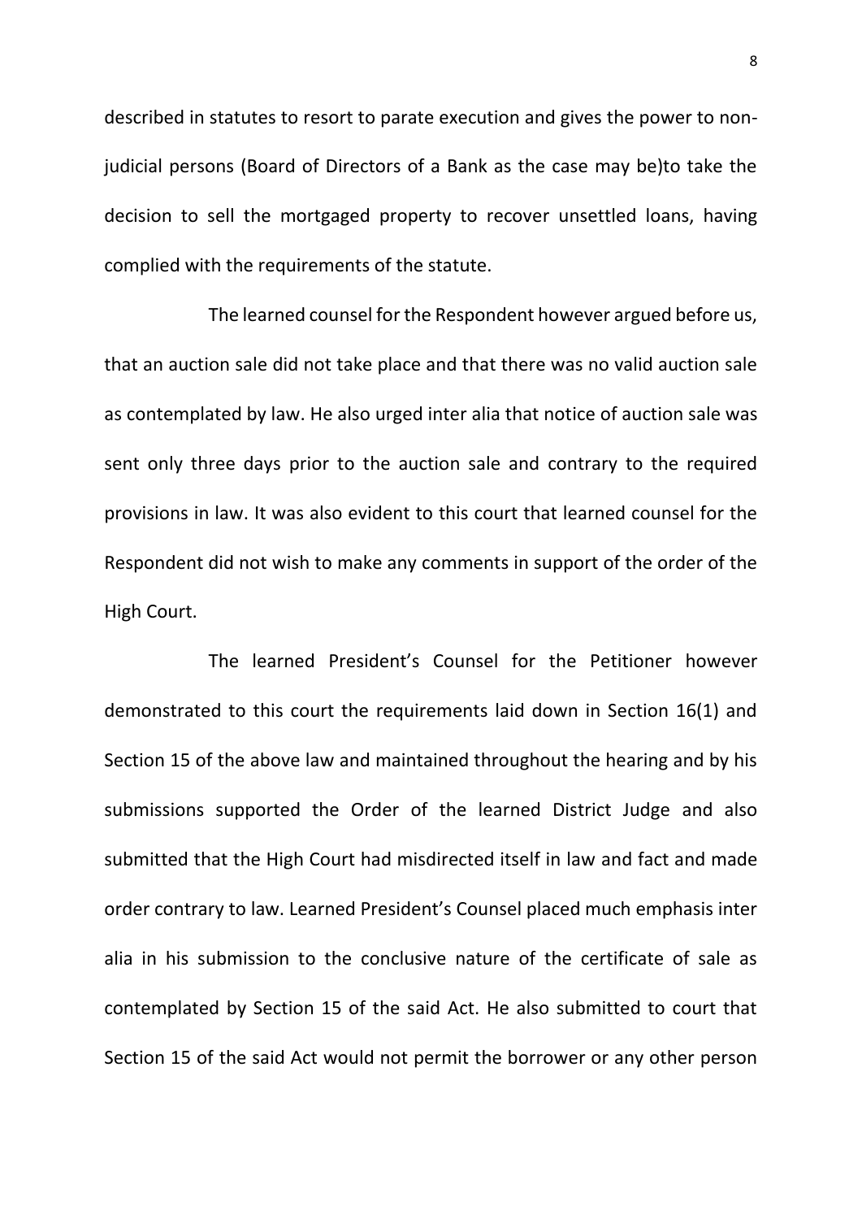described in statutes to resort to parate execution and gives the power to non-judicial persons (Board of Directors of a Bank as the case may be)to take the decision to sell the mortgaged property to recover unsettled loans, having complied with the requirements of the statute.

The learned counsel for the Respondent however argued before us, that an auction sale did not take place and that there was no valid auction sale as contemplated by law. He also urged inter alia that notice of auction sale was sent only three days prior to the auction sale and contrary to the required provisions in law. It was also evident to this court that learned counsel for the Respondent did not wish to make any comments in support of the order of the High Court.

The learned President's Counsel for the Petitioner however demonstrated to this court the requirements laid down in Section 16(1) and Section 15 of the above law and maintained throughout the hearing and by his submissions supported the Order of the learned District Judge and also submitted that the High Court had misdirected itself in law and fact and made order contrary to law. Learned President's Counsel placed much emphasis inter alia in his submission to the conclusive nature of the certificate of sale as contemplated by Section 15 of the said Act. He also submitted to court that Section 15 of the said Act would not permit the borrower or any other person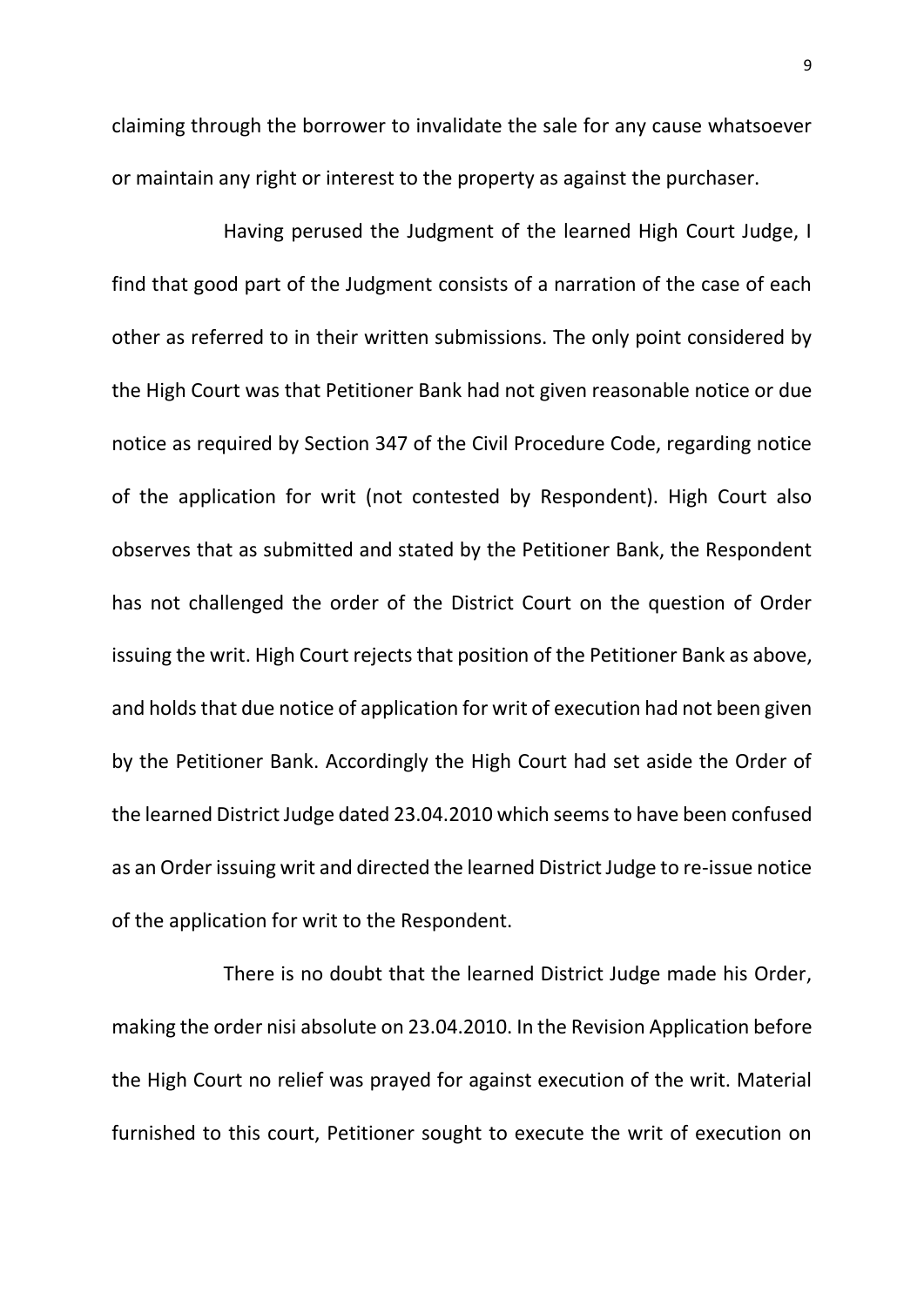claiming through the borrower to invalidate the sale for any cause whatsoever or maintain any right or interest to the property as against the purchaser.

Having perused the Judgment of the learned High Court Judge, I find that good part of the Judgment consists of a narration of the case of each other as referred to in their written submissions. The only point considered by the High Court was that Petitioner Bank had not given reasonable notice or due notice as required by Section 347 of the Civil Procedure Code, regarding notice of the application for writ (not contested by Respondent). High Court also observes that as submitted and stated by the Petitioner Bank, the Respondent has not challenged the order of the District Court on the question of Order issuing the writ. High Court rejects that position of the Petitioner Bank as above, and holds that due notice of application for writ of execution had not been given by the Petitioner Bank. Accordingly the High Court had set aside the Order of the learned District Judge dated 23.04.2010 which seems to have been confused as an Order issuing writ and directed the learned District Judge to re-issue notice of the application for writ to the Respondent.

There is no doubt that the learned District Judge made his Order, making the order nisi absolute on 23.04.2010. In the Revision Application before the High Court no relief was prayed for against execution of the writ. Material furnished to this court, Petitioner sought to execute the writ of execution on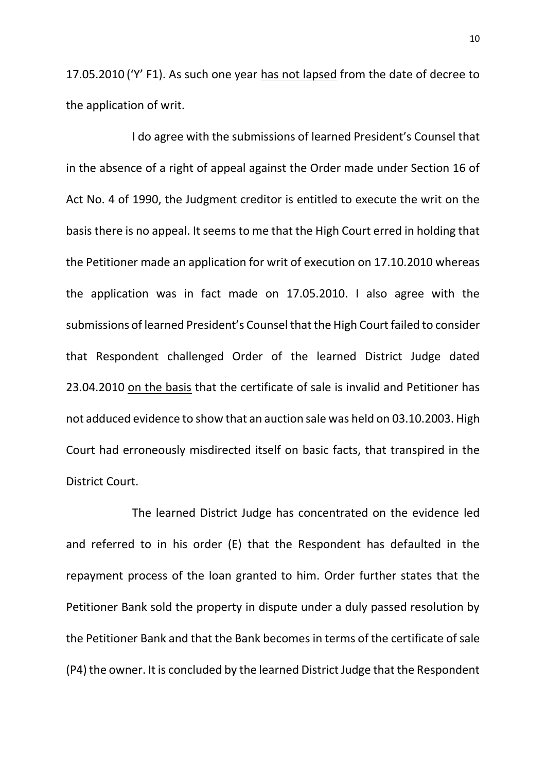17.05.2010 ('Y' F1). As such one year <u>has not lapsed</u> from the date of decree to the application of writ.

I do agree with the submissions of learned President's Counsel that in the absence of a right of appeal against the Order made under Section 16 of Act No. 4 of 1990, the Judgment creditor is entitled to execute the writ on the basis there is no appeal. It seems to me that the High Court erred in holding that the Petitioner made an application for writ of execution on 17.10.2010 whereas the application was in fact made on 17.05.2010. I also agree with the submissions of learned President's Counsel that the High Court failed to consider that Respondent challenged Order of the learned District Judge dated 23.04.2010 <u>on the basis</u> that the certificate of sale is invalid and Petitioner has not adduced evidence to show that an auction sale was held on 03.10.2003. High Court had erroneously misdirected itself on basic facts, that transpired in the District Court.

The learned District Judge has concentrated on the evidence led and referred to in his order (E) that the Respondent has defaulted in the repayment process of the loan granted to him. Order further states that the Petitioner Bank sold the property in dispute under a duly passed resolution by the Petitioner Bank and that the Bank becomes in terms of the certificate of sale (P4) the owner. It is concluded by the learned District Judge that the Respondent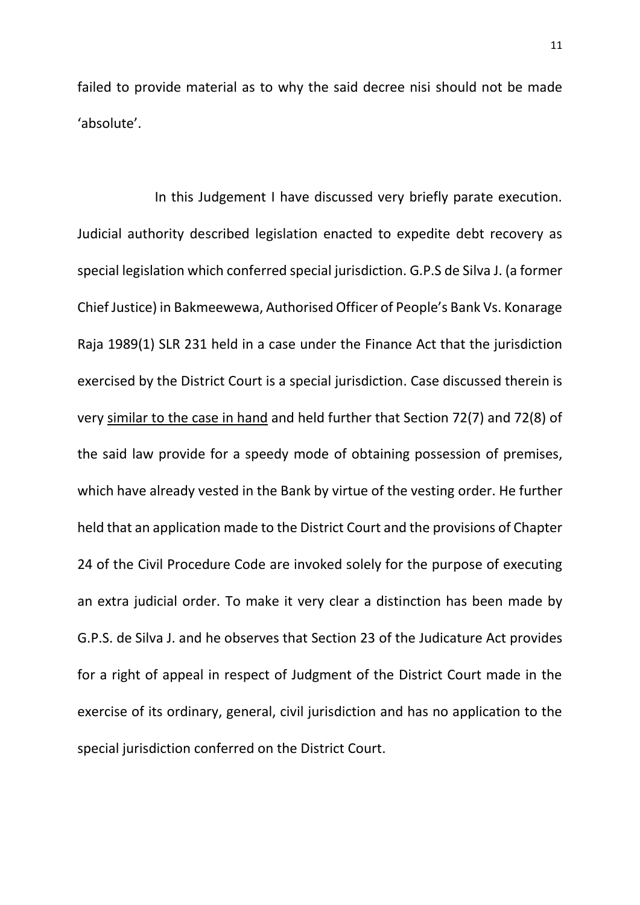failed to provide material as to why the said decree nisi should not be made 'absolute'.

In this Judgement I have discussed very briefly parate execution. Judicial authority described legislation enacted to expedite debt recovery as special legislation which conferred special jurisdiction. G.P.S de Silva J. (a former Chief Justice) in Bakmeewewa, Authorised Officer of People's Bank Vs. Konarage Raja 1989(1) SLR 231 held in a case under the Finance Act that the jurisdiction exercised by the District Court is a special jurisdiction. Case discussed therein is very <u>similar to the case in hand</u> and held further that Section 72(7) and 72(8) of the said law provide for a speedy mode of obtaining possession of premises, which have already vested in the Bank by virtue of the vesting order. He further held that an application made to the District Court and the provisions of Chapter 24 of the Civil Procedure Code are invoked solely for the purpose of executing an extra judicial order. To make it very clear a distinction has been made by G.P.S. de Silva J. and he observes that Section 23 of the Judicature Act provides for a right of appeal in respect of Judgment of the District Court made in the exercise of its ordinary, general, civil jurisdiction and has no application to the special jurisdiction conferred on the District Court.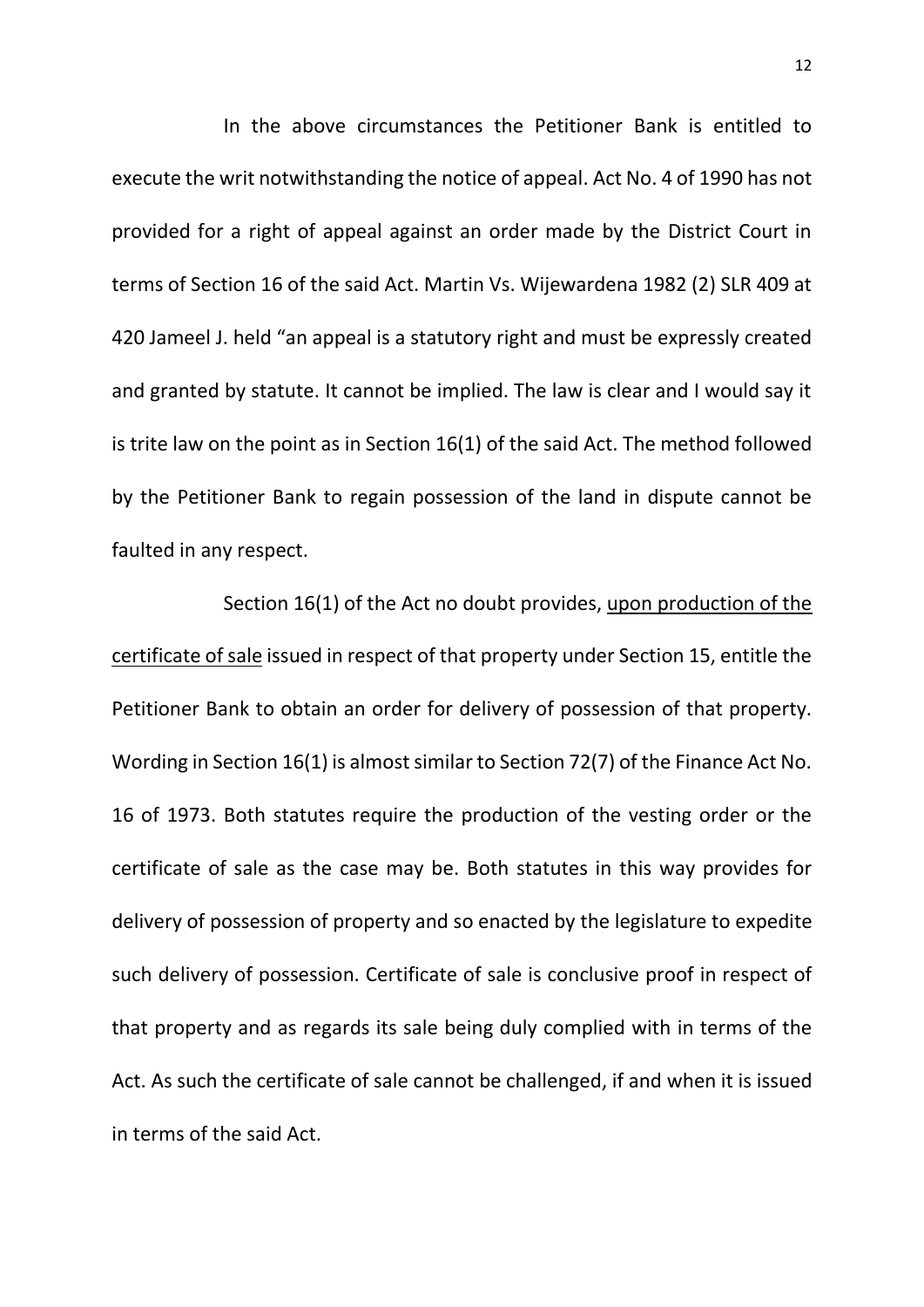In the above circumstances the Petitioner Bank is entitled to execute the writ notwithstanding the notice of appeal. Act No. 4 of 1990 has not provided for a right of appeal against an order made by the District Court in terms of Section 16 of the said Act. Martin Vs. Wijewardena 1982 (2) SLR 409 at 420 Jameel J. held "an appeal is a statutory right and must be expressly created and granted by statute. It cannot be implied. The law is clear and I would say it is trite law on the point as in Section 16(1) of the said Act. The method followed by the Petitioner Bank to regain possession of the land in dispute cannot be faulted in any respect.

Section 16(1) of the Act no doubt provides, <u>upon production of the certificate of sale</u> issued in respect of that property under Section 15, entitle the Petitioner Bank to obtain an order for delivery of possession of that property. Wording in Section 16(1) is almost similar to Section 72(7) of the Finance Act No. 16 of 1973. Both statutes require the production of the vesting order or the certificate of sale as the case may be. Both statutes in this way provides for delivery of possession of property and so enacted by the legislature to expedite such delivery of possession. Certificate of sale is conclusive proof in respect of that property and as regards its sale being duly complied with in terms of the Act. As such the certificate of sale cannot be challenged, if and when it is issued in terms of the said Act.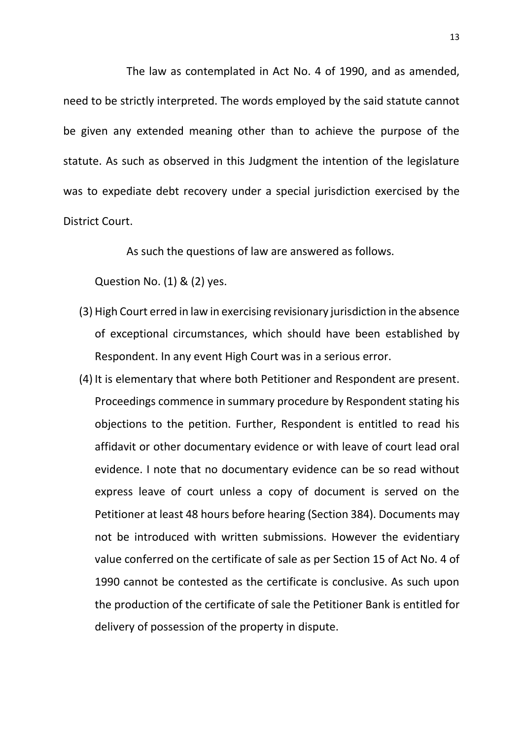The law as contemplated in Act No. 4 of 1990, and as amended, need to be strictly interpreted. The words employed by the said statute cannot be given any extended meaning other than to achieve the purpose of the statute. As such as observed in this Judgment the intention of the legislature was to expediate debt recovery under a special jurisdiction exercised by the District Court.

As such the questions of law are answered as follows.

Question No. (1) & (2) yes.

(3) High Court erred in law in exercising revisionary jurisdiction in the absence of exceptional circumstances, which should have been established by Respondent. In any event High Court was in a serious error.

(4) It is elementary that where both Petitioner and Respondent are present. Proceedings commence in summary procedure by Respondent stating his objections to the petition. Further, Respondent is entitled to read his affidavit or other documentary evidence or with leave of court lead oral evidence. I note that no documentary evidence can be so read without express leave of court unless a copy of document is served on the Petitioner at least 48 hours before hearing (Section 384). Documents may not be introduced with written submissions. However the evidentiary value conferred on the certificate of sale as per Section 15 of Act No. 4 of 1990 cannot be contested as the certificate is conclusive. As such upon the production of the certificate of sale the Petitioner Bank is entitled for delivery of possession of the property in dispute.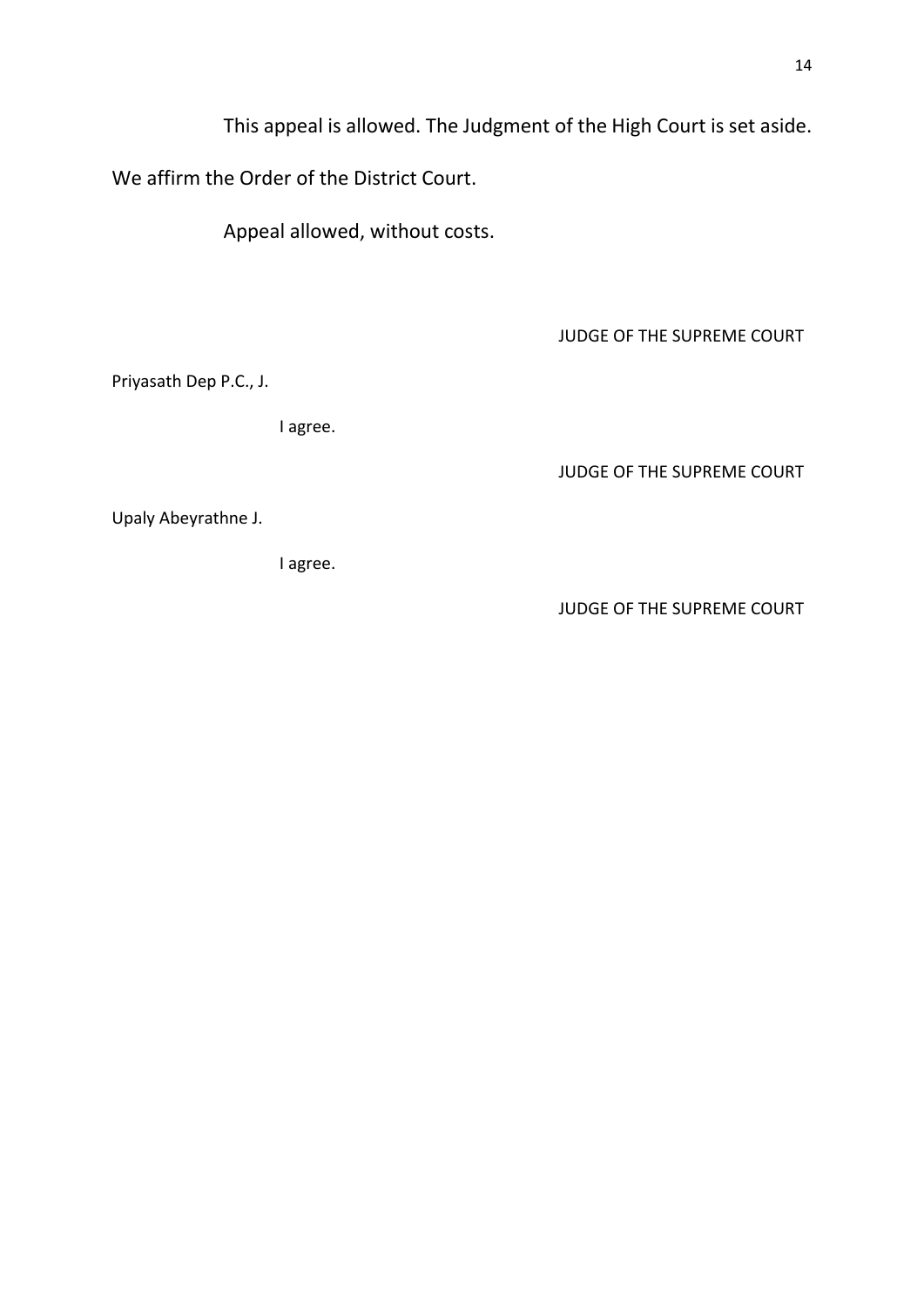This appeal is allowed. The Judgment of the High Court is set aside.

We affirm the Order of the District Court.

Appeal allowed, without costs.

JUDGE OF THE SUPREME COURT

Priyasath Dep P.C., J.

I agree.

JUDGE OF THE SUPREME COURT

Upaly Abeyrathne J.

I agree.

JUDGE OF THE SUPREME COURT